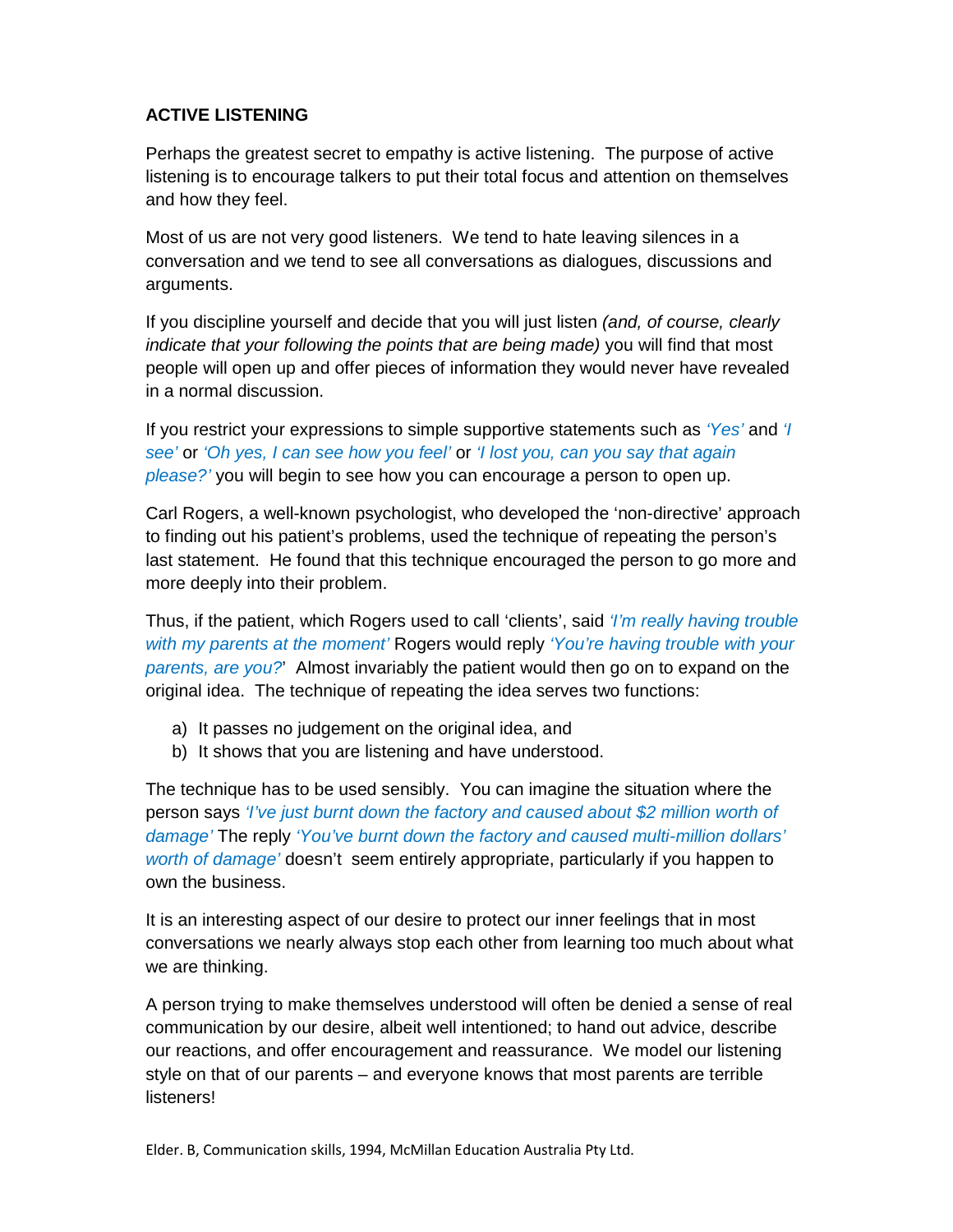**ACTIVE LISTENING**

Perhaps the greatest secret to empathy is active listening. The purpose of active listening is to encourage talkers to put their total focus and attention on themselves and how they feel.

Most of us are not very good listeners. We tend to hate leaving silences in a conversation and we tend to see all conversations as dialogues, discussions and arguments.

If you discipline yourself and decide that you will just listen *(and, of course, clearly indicate that your following the points that are being made)* you will find that most people will open up and offer pieces of information they would never have revealed in a normal discussion.

If you restrict your expressions to simple supportive statements such as *'Yes'* and *'I see'* or *'Oh yes, I can see how you feel'* or *'I lost you, can you say that again please?'* you will begin to see how you can encourage a person to open up.

Carl Rogers, a well-known psychologist, who developed the 'non-directive' approach to finding out his patient's problems, used the technique of repeating the person's last statement. He found that this technique encouraged the person to go more and more deeply into their problem.

Thus, if the patient, which Rogers used to call 'clients', said *'I'm really having trouble with my parents at the moment'* Rogers would reply *'You're having trouble with your parents, are you?*' Almost invariably the patient would then go on to expand on the original idea. The technique of repeating the idea serves two functions:

a) It passes no judgement on the original idea, and
b) It shows that you are listening and have understood.

The technique has to be used sensibly. You can imagine the situation where the person says *'I've just burnt down the factory and caused about $2 million worth of damage'* The reply *'You've burnt down the factory and caused multi-million dollars' worth of damage'* doesn't seem entirely appropriate, particularly if you happen to own the business.

It is an interesting aspect of our desire to protect our inner feelings that in most conversations we nearly always stop each other from learning too much about what we are thinking.

A person trying to make themselves understood will often be denied a sense of real communication by our desire, albeit well intentioned; to hand out advice, describe our reactions, and offer encouragement and reassurance. We model our listening style on that of our parents – and everyone knows that most parents are terrible listeners!

Elder. B, Communication skills, 1994, McMillan Education Australia Pty Ltd.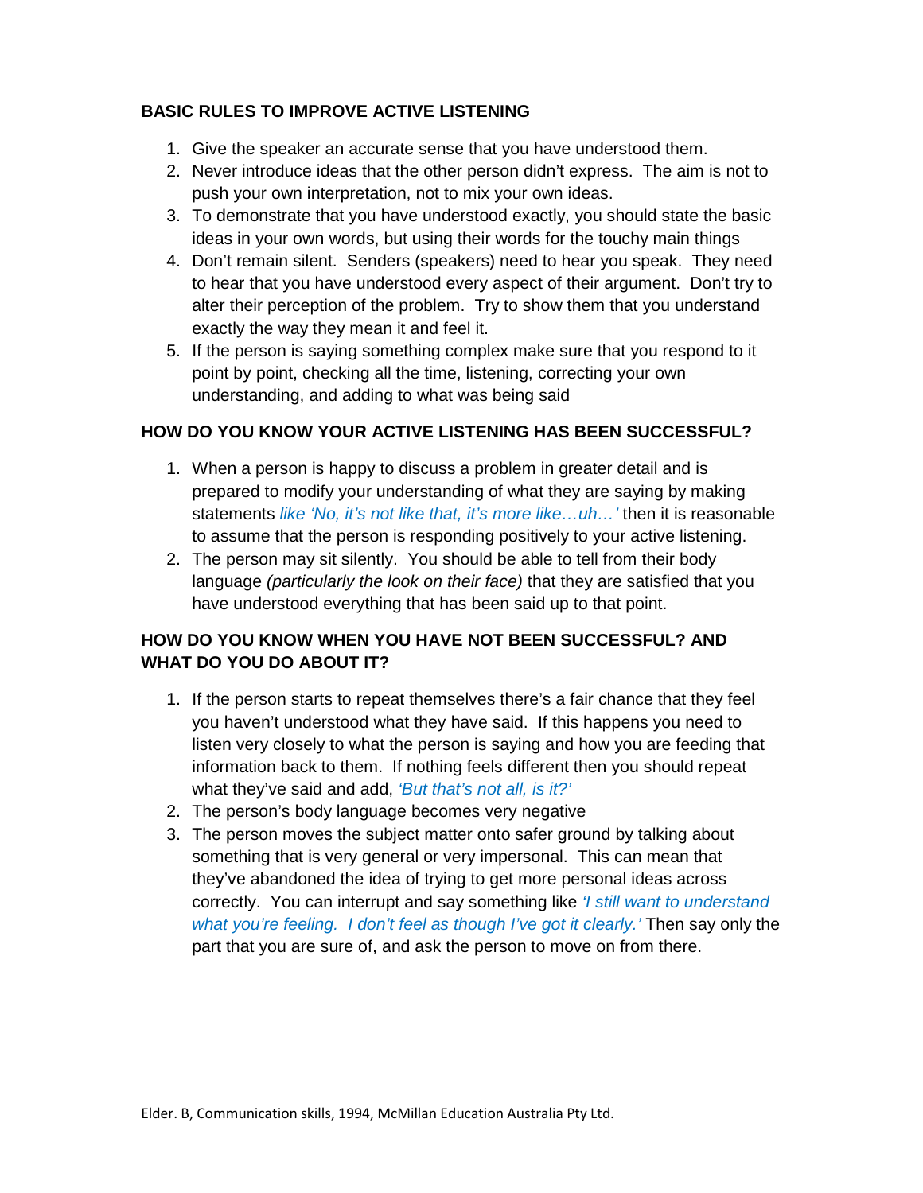## BASIC RULES TO IMPROVE ACTIVE LISTENING

1. Give the speaker an accurate sense that you have understood them.
2. Never introduce ideas that the other person didn't express. The aim is not to push your own interpretation, not to mix your own ideas.
3. To demonstrate that you have understood exactly, you should state the basic ideas in your own words, but using their words for the touchy main things
4. Don't remain silent. Senders (speakers) need to hear you speak. They need to hear that you have understood every aspect of their argument. Don't try to alter their perception of the problem. Try to show them that you understand exactly the way they mean it and feel it.
5. If the person is saying something complex make sure that you respond to it point by point, checking all the time, listening, correcting your own understanding, and adding to what was being said

## HOW DO YOU KNOW YOUR ACTIVE LISTENING HAS BEEN SUCCESSFUL?

1. When a person is happy to discuss a problem in greater detail and is prepared to modify your understanding of what they are saying by making statements *like 'No, it's not like that, it's more like…uh…'* then it is reasonable to assume that the person is responding positively to your active listening.
2. The person may sit silently. You should be able to tell from their body language *(particularly the look on their face)* that they are satisfied that you have understood everything that has been said up to that point.

## HOW DO YOU KNOW WHEN YOU HAVE NOT BEEN SUCCESSFUL? AND WHAT DO YOU DO ABOUT IT?

1. If the person starts to repeat themselves there's a fair chance that they feel you haven't understood what they have said. If this happens you need to listen very closely to what the person is saying and how you are feeding that information back to them. If nothing feels different then you should repeat what they've said and add, *'But that's not all, is it?'*
2. The person's body language becomes very negative
3. The person moves the subject matter onto safer ground by talking about something that is very general or very impersonal. This can mean that they've abandoned the idea of trying to get more personal ideas across correctly. You can interrupt and say something like *'I still want to understand what you're feeling. I don't feel as though I've got it clearly.'* Then say only the part that you are sure of, and ask the person to move on from there.

Elder. B, Communication skills, 1994, McMillan Education Australia Pty Ltd.